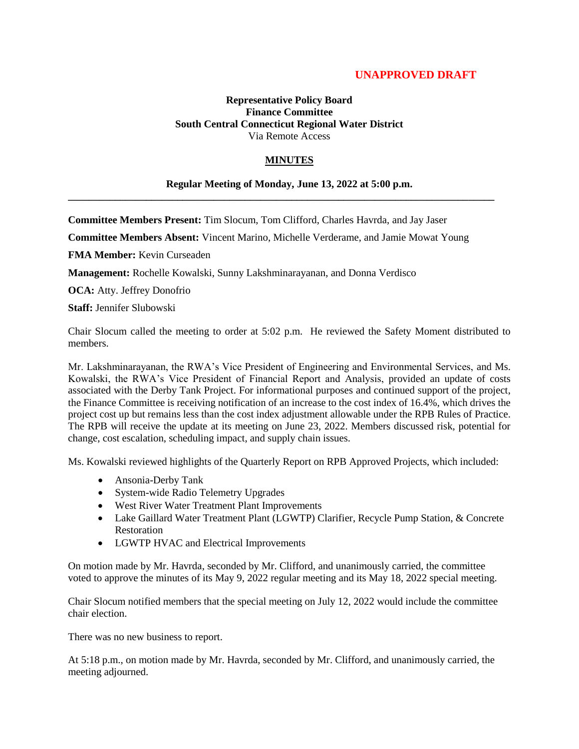**UNAPPROVED DRAFT**

**Representative Policy Board**
**Finance Committee**
**South Central Connecticut Regional Water District**
Via Remote Access

## MINUTES

**Regular Meeting of Monday, June 13, 2022 at 5:00 p.m.**

---

**Committee Members Present:** Tim Slocum, Tom Clifford, Charles Havrda, and Jay Jaser

**Committee Members Absent:** Vincent Marino, Michelle Verderame, and Jamie Mowat Young

**FMA Member:** Kevin Curseaden

**Management:** Rochelle Kowalski, Sunny Lakshminarayanan, and Donna Verdisco

**OCA:** Atty. Jeffrey Donofrio

**Staff:** Jennifer Slubowski

Chair Slocum called the meeting to order at 5:02 p.m. He reviewed the Safety Moment distributed to members.

Mr. Lakshminarayanan, the RWA's Vice President of Engineering and Environmental Services, and Ms. Kowalski, the RWA's Vice President of Financial Report and Analysis, provided an update of costs associated with the Derby Tank Project. For informational purposes and continued support of the project, the Finance Committee is receiving notification of an increase to the cost index of 16.4%, which drives the project cost up but remains less than the cost index adjustment allowable under the RPB Rules of Practice. The RPB will receive the update at its meeting on June 23, 2022. Members discussed risk, potential for change, cost escalation, scheduling impact, and supply chain issues.

Ms. Kowalski reviewed highlights of the Quarterly Report on RPB Approved Projects, which included:

- Ansonia-Derby Tank
- System-wide Radio Telemetry Upgrades
- West River Water Treatment Plant Improvements
- Lake Gaillard Water Treatment Plant (LGWTP) Clarifier, Recycle Pump Station, & Concrete Restoration
- LGWTP HVAC and Electrical Improvements

On motion made by Mr. Havrda, seconded by Mr. Clifford, and unanimously carried, the committee voted to approve the minutes of its May 9, 2022 regular meeting and its May 18, 2022 special meeting.

Chair Slocum notified members that the special meeting on July 12, 2022 would include the committee chair election.

There was no new business to report.

At 5:18 p.m., on motion made by Mr. Havrda, seconded by Mr. Clifford, and unanimously carried, the meeting adjourned.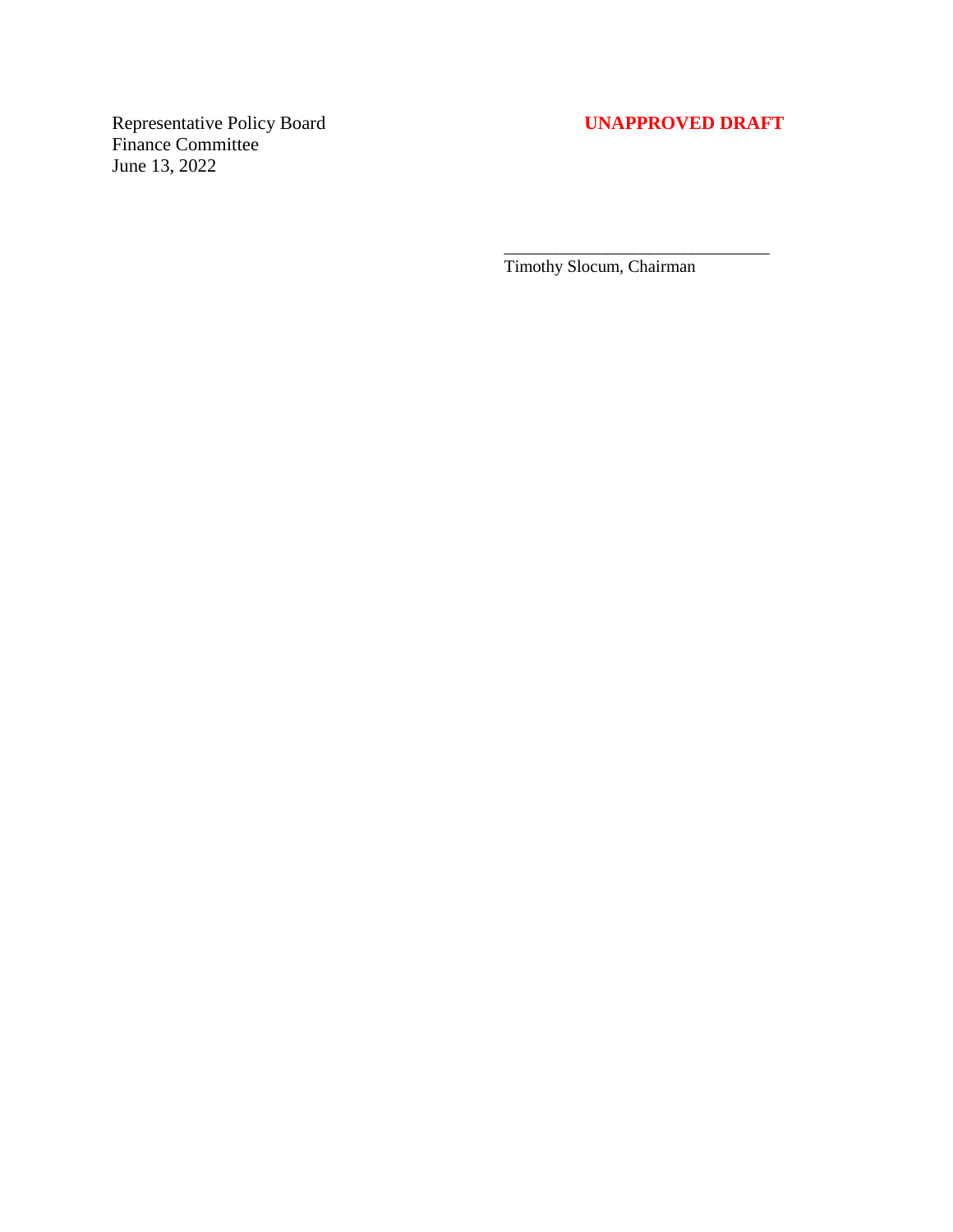______________________________
Timothy Slocum, Chairman